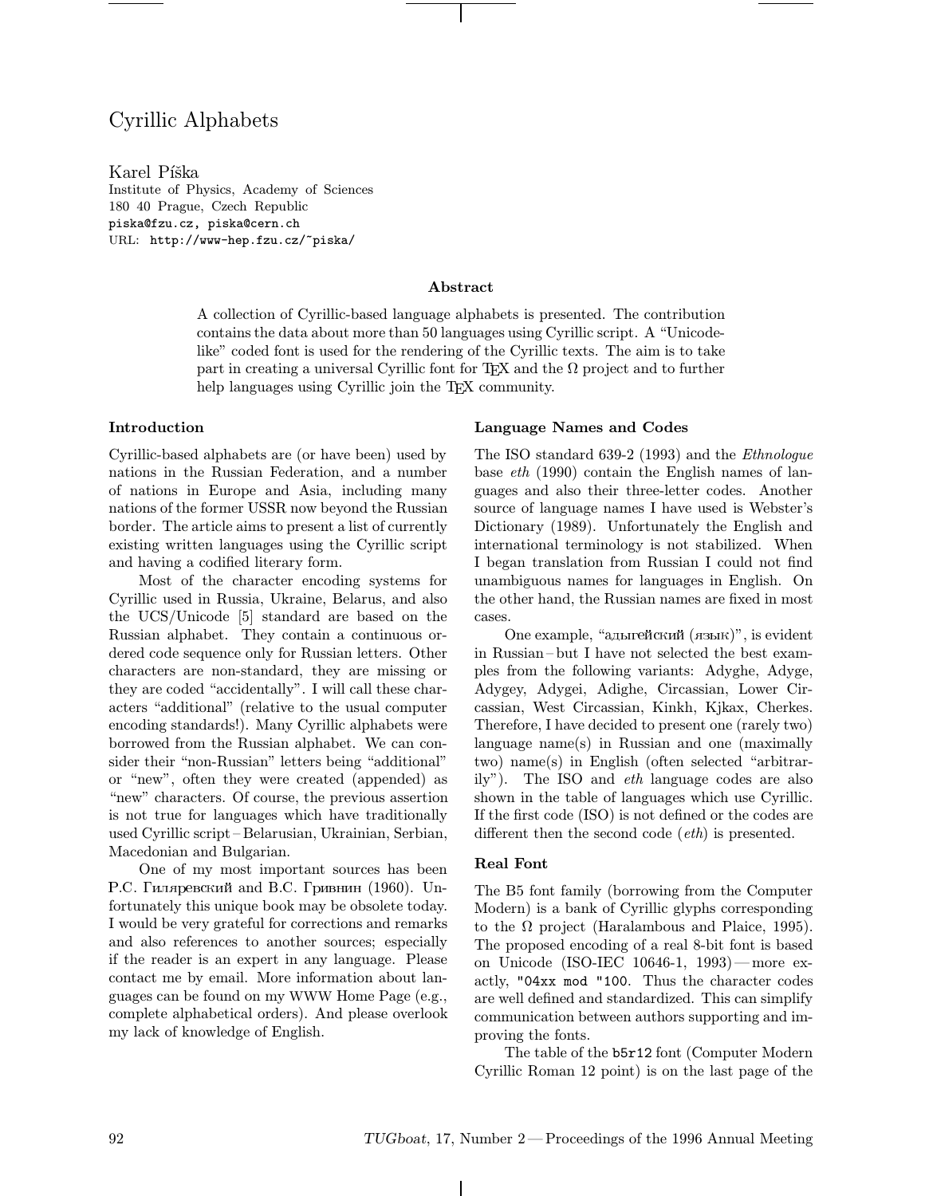# Cyrillic Alphabets

Karel Píška
Institute of Physics, Academy of Sciences
180 40 Prague, Czech Republic
piska@fzu.cz, piska@cern.ch
URL: http://www-hep.fzu.cz/~piska/

### Abstract

A collection of Cyrillic-based language alphabets is presented. The contribution contains the data about more than 50 languages using Cyrillic script. A "Unicode-like" coded font is used for the rendering of the Cyrillic texts. The aim is to take part in creating a universal Cyrillic font for TEX and the Ω project and to further help languages using Cyrillic join the TEX community.

### Introduction

Cyrillic-based alphabets are (or have been) used by nations in the Russian Federation, and a number of nations in Europe and Asia, including many nations of the former USSR now beyond the Russian border. The article aims to present a list of currently existing written languages using the Cyrillic script and having a codified literary form.

Most of the character encoding systems for Cyrillic used in Russia, Ukraine, Belarus, and also the UCS/Unicode [5] standard are based on the Russian alphabet. They contain a continuous ordered code sequence only for Russian letters. Other characters are non-standard, they are missing or they are coded "accidentally". I will call these characters "additional" (relative to the usual computer encoding standards!). Many Cyrillic alphabets were borrowed from the Russian alphabet. We can consider their "non-Russian" letters being "additional" or "new", often they were created (appended) as "new" characters. Of course, the previous assertion is not true for languages which have traditionally used Cyrillic script – Belarusian, Ukrainian, Serbian, Macedonian and Bulgarian.

One of my most important sources has been Р.С. Гиляревский and В.С. Гривнин (1960). Unfortunately this unique book may be obsolete today. I would be very grateful for corrections and remarks and also references to another sources; especially if the reader is an expert in any language. Please contact me by email. More information about languages can be found on my WWW Home Page (e.g., complete alphabetical orders). And please overlook my lack of knowledge of English.

### Language Names and Codes

The ISO standard 639-2 (1993) and the *Ethnologue* base *eth* (1990) contain the English names of languages and also their three-letter codes. Another source of language names I have used is Webster's Dictionary (1989). Unfortunately the English and international terminology is not stabilized. When I began translation from Russian I could not find unambiguous names for languages in English. On the other hand, the Russian names are fixed in most cases.

One example, "адыгейский (язык)", is evident in Russian – but I have not selected the best examples from the following variants: Adyghe, Adyge, Adygey, Adygei, Adighe, Circassian, Lower Circassian, West Circassian, Kinkh, Kjkax, Cherkes. Therefore, I have decided to present one (rarely two) language name(s) in Russian and one (maximally two) name(s) in English (often selected "arbitrarily"). The ISO and *eth* language codes are also shown in the table of languages which use Cyrillic. If the first code (ISO) is not defined or the codes are different then the second code (*eth*) is presented.

### Real Font

The B5 font family (borrowing from the Computer Modern) is a bank of Cyrillic glyphs corresponding to the Ω project (Haralambous and Plaice, 1995). The proposed encoding of a real 8-bit font is based on Unicode (ISO-IEC 10646-1, 1993) — more exactly, `"04xx mod "100`. Thus the character codes are well defined and standardized. This can simplify communication between authors supporting and improving the fonts.

The table of the `b5r12` font (Computer Modern Cyrillic Roman 12 point) is on the last page of the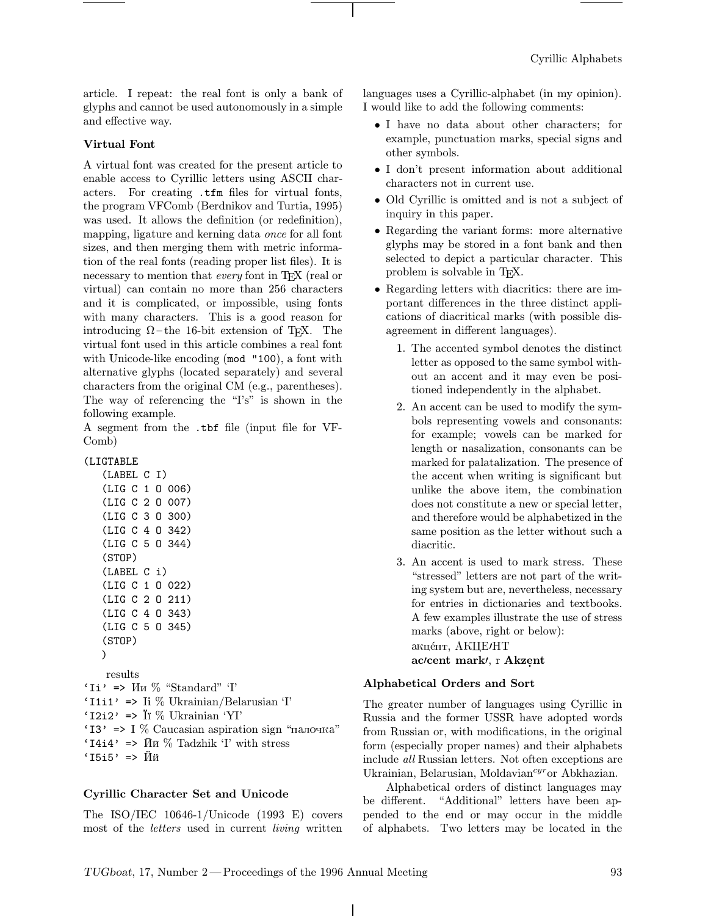article. I repeat: the real font is only a bank of glyphs and cannot be used autonomously in a simple and effective way.

### Virtual Font

A virtual font was created for the present article to enable access to Cyrillic letters using ASCII characters. For creating `.tfm` files for virtual fonts, the program VFComb (Berdnikov and Turtia, 1995) was used. It allows the definition (or redefinition), mapping, ligature and kerning data *once* for all font sizes, and then merging them with metric information of the real fonts (reading proper list files). It is necessary to mention that *every* font in TEX (real or virtual) can contain no more than 256 characters and it is complicated, or impossible, using fonts with many characters. This is a good reason for introducing Ω – the 16-bit extension of TEX. The virtual font used in this article combines a real font with Unicode-like encoding (`mod "100`), a font with alternative glyphs (located separately) and several characters from the original CM (e.g., parentheses). The way of referencing the "I's" is shown in the following example.

A segment from the `.tbf` file (input file for VFComb)

```
(LIGTABLE
   (LABEL C I)
   (LIG C 1 O 006)
   (LIG C 2 O 007)
   (LIG C 3 O 300)
   (LIG C 4 O 342)
   (LIG C 5 O 344)
   (STOP)
   (LABEL C i)
   (LIG C 1 O 022)
   (LIG C 2 O 211)
   (LIG C 4 O 343)
   (LIG C 5 O 345)
   (STOP)
   )
```

results

`'Ii'` => Ии % "Standard" 'I'
`'I1i1'` => Ii % Ukrainian/Belarusian 'I'
`'I2i2'` => Її % Ukrainian 'YI'
`'I3'` => I % Caucasian aspiration sign "палочка"
`'I4i4'` => Ӣӣ % Tadzhik 'I' with stress
`'I5i5'` => Йй

### Cyrillic Character Set and Unicode

The ISO/IEC 10646-1/Unicode (1993 E) covers most of the *letters* used in current *living* written languages uses a Cyrillic-alphabet (in my opinion). I would like to add the following comments:

- I have no data about other characters; for example, punctuation marks, special signs and other symbols.
- I don't present information about additional characters not in current use.
- Old Cyrillic is omitted and is not a subject of inquiry in this paper.
- Regarding the variant forms: more alternative glyphs may be stored in a font bank and then selected to depict a particular character. This problem is solvable in TEX.
- Regarding letters with diacritics: there are important differences in the three distinct applications of diacritical marks (with possible disagreement in different languages).
  1. The accented symbol denotes the distinct letter as opposed to the same symbol without an accent and it may even be positioned independently in the alphabet.
  2. An accent can be used to modify the symbols representing vowels and consonants: for example; vowels can be marked for length or nasalization, consonants can be marked for palatalization. The presence of the accent when writing is significant but unlike the above item, the combination does not constitute a new or special letter, and therefore would be alphabetized in the same position as the letter without such a diacritic.
  3. An accent is used to mark stress. These "stressed" letters are not part of the writing system but are, nevertheless, necessary for entries in dictionaries and textbooks. A few examples illustrate the use of stress marks (above, right or below):
     акце́нт, АКЦЕ/НТ
     **ac/cent mark/**, г **Akzẹnt**

### Alphabetical Orders and Sort

The greater number of languages using Cyrillic in Russia and the former USSR have adopted words from Russian or, with modifications, in the original form (especially proper names) and their alphabets include *all* Russian letters. Not often exceptions are Ukrainian, Belarusian, Moldavian$^{cyr}$or Abkhazian.

Alphabetical orders of distinct languages may be different. "Additional" letters have been appended to the end or may occur in the middle of alphabets. Two letters may be located in the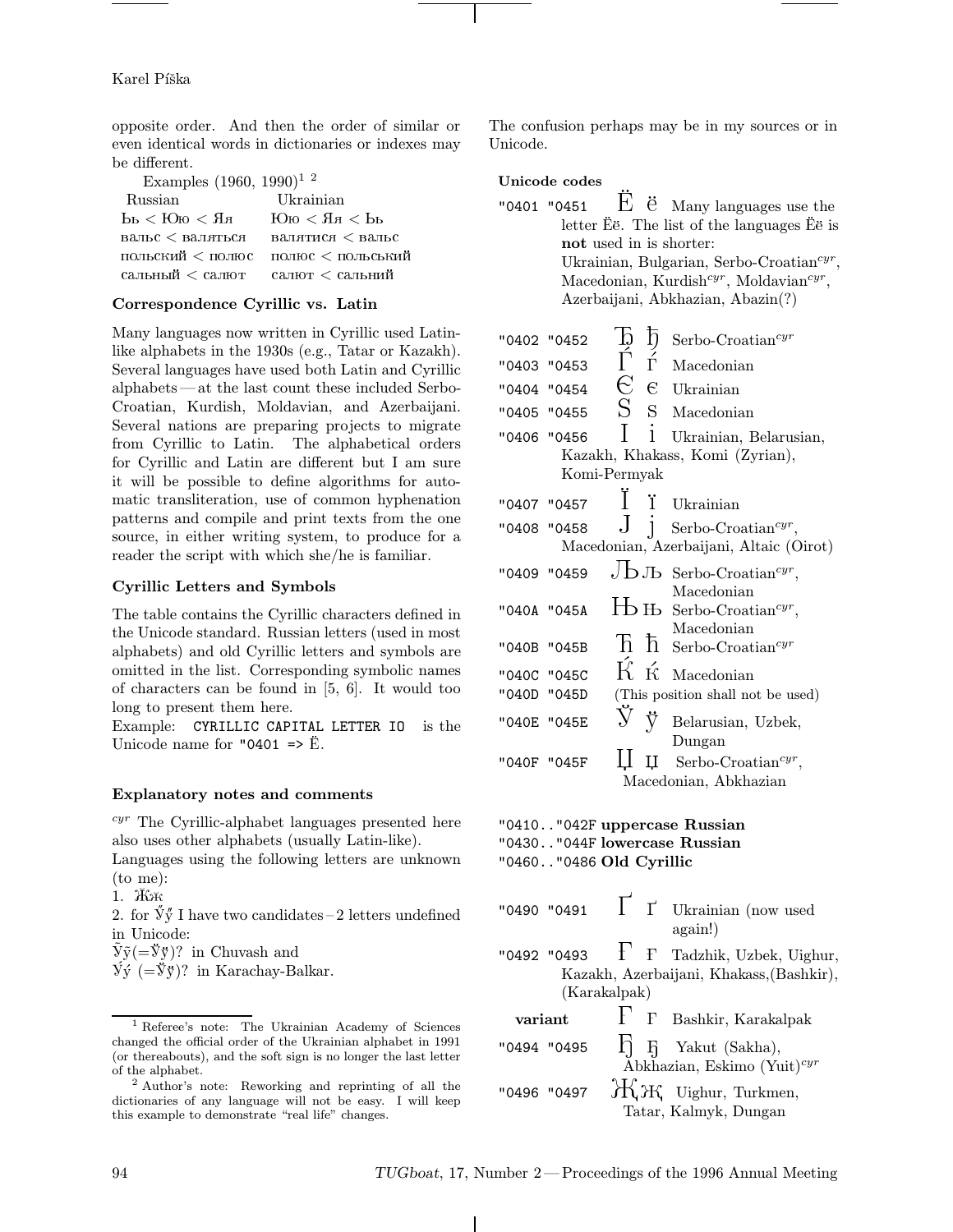opposite order. And then the order of similar or even identical words in dictionaries or indexes may be different.

Examples (1960, 1990)[1] [2]

| Russian | Ukrainian |
|---|---|
| Ьь < Юю < Яя | Юю < Яя < Ьь |
| вальс < валяться | валятися < вальс |
| польский < полюс | полюс < польський |
| сальный < салют | салют < сальний |

### Correspondence Cyrillic vs. Latin

Many languages now written in Cyrillic used Latin-like alphabets in the 1930s (e.g., Tatar or Kazakh). Several languages have used both Latin and Cyrillic alphabets — at the last count these included Serbo-Croatian, Kurdish, Moldavian, and Azerbaijani. Several nations are preparing projects to migrate from Cyrillic to Latin. The alphabetical orders for Cyrillic and Latin are different but I am sure it will be possible to define algorithms for automatic transliteration, use of common hyphenation patterns and compile and print texts from the one source, in either writing system, to produce for a reader the script with which she/he is familiar.

### Cyrillic Letters and Symbols

The table contains the Cyrillic characters defined in the Unicode standard. Russian letters (used in most alphabets) and old Cyrillic letters and symbols are omitted in the list. Corresponding symbolic names of characters can be found in [5, 6]. It would too long to present them here.

Example: `CYRILLIC CAPITAL LETTER IO` is the Unicode name for `"0401 => Ё`.

### Explanatory notes and comments

*cyr* The Cyrillic-alphabet languages presented here also uses other alphabets (usually Latin-like).

Languages using the following letters are unknown (to me):

1. Ӂӂ
2. for Ӳӳ I have two candidates – 2 letters undefined in Unicode:

Ӱ̆ӱ̆(=Ӳ̆ӳ̆)? in Chuvash and
Ӳ́ӳ́ (=Ӳ̆ӳ̆)? in Karachay-Balkar.

The confusion perhaps may be in my sources or in Unicode.

**Unicode codes**

| Codes | Letters | Languages |
|---|---|---|
| "0401 "0451 | Ё ё | Many languages use the letter Ёё. The list of the languages Ёё is **not** used in is shorter: Ukrainian, Bulgarian, Serbo-Croatian*cyr*, Macedonian, Kurdish*cyr*, Moldavian*cyr*, Azerbaijani, Abkhazian, Abazin(?) |
| "0402 "0452 | Ђ ђ | Serbo-Croatian*cyr* |
| "0403 "0453 | Ѓ ѓ | Macedonian |
| "0404 "0454 | Є є | Ukrainian |
| "0405 "0455 | Ѕ ѕ | Macedonian |
| "0406 "0456 | І і | Ukrainian, Belarusian, Kazakh, Khakass, Komi (Zyrian), Komi-Permyak |
| "0407 "0457 | Ї ї | Ukrainian |
| "0408 "0458 | Ј ј | Serbo-Croatian*cyr*, Macedonian, Azerbaijani, Altaic (Oirot) |
| "0409 "0459 | Љ љ | Serbo-Croatian*cyr*, Macedonian |
| "040A "045A | Њ њ | Serbo-Croatian*cyr*, Macedonian |
| "040B "045B | Ћ ћ | Serbo-Croatian*cyr* |
| "040C "045C | Ќ ќ | Macedonian |
| "040D "045D | | (This position shall not be used) |
| "040E "045E | Ў ў | Belarusian, Uzbek, Dungan |
| "040F "045F | Џ џ | Serbo-Croatian*cyr*, Macedonian, Abkhazian |

"0410.."042F **uppercase Russian**
"0430.."044F **lowercase Russian**
"0460.."0486 **Old Cyrillic**

| Codes | Letters | Languages |
|---|---|---|
| "0490 "0491 | Ґ ґ | Ukrainian (now used again!) |
| "0492 "0493 | Ғ ғ | Tadzhik, Uzbek, Uighur, Kazakh, Azerbaijani, Khakass,(Bashkir), (Karakalpak) |
| **variant** | Ғ ғ | Bashkir, Karakalpak |
| "0494 "0495 | Ҕ ҕ | Yakut (Sakha), Abkhazian, Eskimo (Yuit)*cyr* |
| "0496 "0497 | Җ җ | Uighur, Turkmen, Tatar, Kalmyk, Dungan |

[1] Referee's note: The Ukrainian Academy of Sciences changed the official order of the Ukrainian alphabet in 1991 (or thereabouts), and the soft sign is no longer the last letter of the alphabet.

[2] Author's note: Reworking and reprinting of all the dictionaries of any language will not be easy. I will keep this example to demonstrate "real life" changes.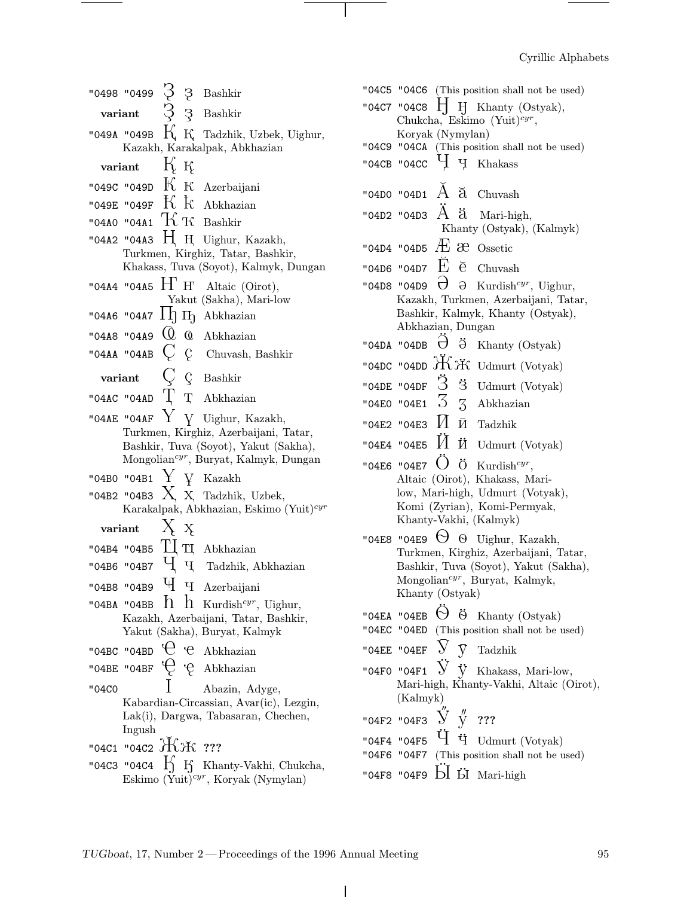"0498 "0499 Ҙ ҙ Bashkir

variant Ҙ ҙ Bashkir

"049A "049B Қ қ Tadzhik, Uzbek, Uighur, Kazakh, Karakalpak, Abkhazian

variant Қ қ

"049C "049D Ҝ ҝ Azerbaijani

"049E "049F Ҟ ҟ Abkhazian

"04A0 "04A1 Ҡ ҡ Bashkir

"04A2 "04A3 Ң ң Uighur, Kazakh, Turkmen, Kirghiz, Tatar, Bashkir, Khakass, Tuva (Soyot), Kalmyk, Dungan

"04A4 "04A5 Ҥ ҥ Altaic (Oirot), Yakut (Sakha), Mari-low

"04A6 "04A7 Ҧ ҧ Abkhazian

"04A8 "04A9 Ҩ ҩ Abkhazian

"04AA "04AB Ҫ ҫ Chuvash, Bashkir

variant Ҫ ҫ Bashkir

"04AC "04AD Ҭ ҭ Abkhazian

"04AE "04AF Ү ү Uighur, Kazakh, Turkmen, Kirghiz, Azerbaijani, Tatar, Bashkir, Tuva (Soyot), Yakut (Sakha), Mongolian$^{cyr}$, Buryat, Kalmyk, Dungan

"04B0 "04B1 Ұ ұ Kazakh

"04B2 "04B3 Ҳ ҳ Tadzhik, Uzbek, Karakalpak, Abkhazian, Eskimo (Yuit)$^{cyr}$

variant Ҳ ҳ

"04B4 "04B5 Ҵ ҵ Abkhazian

"04B6 "04B7 Ҷ ҷ Tadzhik, Abkhazian

"04B8 "04B9 Ҹ ҹ Azerbaijani

"04BA "04BB Һ һ Kurdish$^{cyr}$, Uighur, Kazakh, Azerbaijani, Tatar, Bashkir, Yakut (Sakha), Buryat, Kalmyk

"04BC "04BD Ҽ ҽ Abkhazian

"04BE "04BF Ҿ ҿ Abkhazian

"04C0 Ӏ Abazin, Adyge, Kabardian-Circassian, Avar(ic), Lezgin, Lak(i), Dargwa, Tabasaran, Chechen, Ingush

"04C1 "04C2 Ӂ ӂ ???

"04C3 "04C4 Ӄ ӄ Khanty-Vakhi, Chukcha, Eskimo (Yuit)$^{cyr}$, Koryak (Nymylan)

"04C5 "04C6 (This position shall not be used)

"04C7 "04C8 Ӈ ӈ Khanty (Ostyak), Chukcha, Eskimo (Yuit)$^{cyr}$, Koryak (Nymylan)

"04C9 "04CA (This position shall not be used)

"04CB "04CC Ӌ ӌ Khakass

"04D0 "04D1 Ӑ ӑ Chuvash

"04D2 "04D3 Ӓ ӓ Mari-high, Khanty (Ostyak), (Kalmyk)

"04D4 "04D5 Ӕ ӕ Ossetic

"04D6 "04D7 Ӗ ӗ Chuvash

"04D8 "04D9 Ә ә Kurdish$^{cyr}$, Uighur, Kazakh, Turkmen, Azerbaijani, Tatar, Bashkir, Kalmyk, Khanty (Ostyak), Abkhazian, Dungan

"04DA "04DB Ӛ ӛ Khanty (Ostyak)

"04DC "04DD Ӝ ӝ Udmurt (Votyak)

"04DE "04DF Ӟ ӟ Udmurt (Votyak)

"04E0 "04E1 Ӡ ӡ Abkhazian

"04E2 "04E3 Ӣ ӣ Tadzhik

"04E4 "04E5 Ӥ ӥ Udmurt (Votyak)

"04E6 "04E7 Ӧ ӧ Kurdish$^{cyr}$, Altaic (Oirot), Khakass, Mari-low, Mari-high, Udmurt (Votyak), Komi (Zyrian), Komi-Permyak, Khanty-Vakhi, (Kalmyk)

"04E8 "04E9 Ө ө Uighur, Kazakh, Turkmen, Kirghiz, Azerbaijani, Tatar, Bashkir, Tuva (Soyot), Yakut (Sakha), Mongolian$^{cyr}$, Buryat, Kalmyk, Khanty (Ostyak)

"04EA "04EB Ӫ ӫ Khanty (Ostyak)

"04EC "04ED (This position shall not be used)

"04EE "04EF Ӯ ӯ Tadzhik

"04F0 "04F1 Ӱ ӱ Khakass, Mari-low, Mari-high, Khanty-Vakhi, Altaic (Oirot), (Kalmyk)

"04F2 "04F3 Ӳ ӳ ???

"04F4 "04F5 Ӵ ӵ Udmurt (Votyak)

"04F6 "04F7 (This position shall not be used)

"04F8 "04F9 Ӹ ӹ Mari-high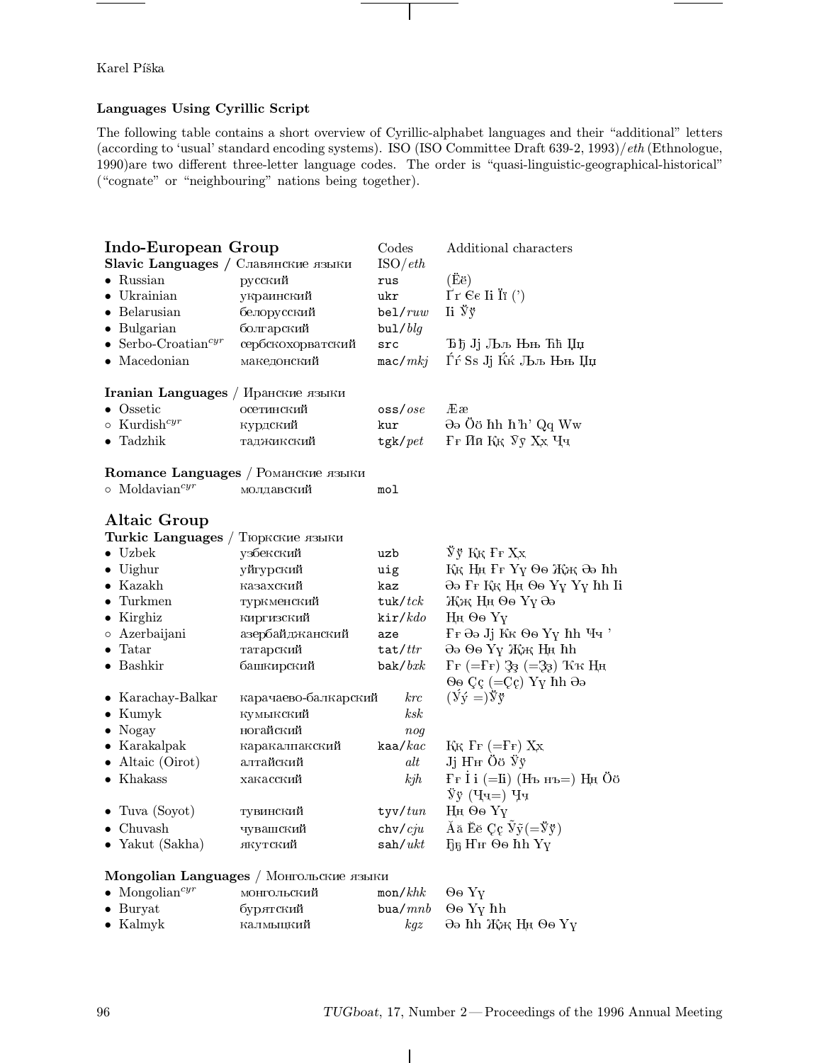Karel Píška

### Languages Using Cyrillic Script

The following table contains a short overview of Cyrillic-alphabet languages and their "additional" letters (according to 'usual' standard encoding systems). ISO (ISO Committee Draft 639-2, 1993)/*eth* (Ethnologue, 1990)are two different three-letter language codes. The order is "quasi-linguistic-geographical-historical" ("cognate" or "neighbouring" nations being together).

| **Indo-European Group** | | Codes | Additional characters |
|---|---|---|---|
| **Slavic Languages** / Славянские языки | | ISO/*eth* | |
| • Russian | русский | rus | (Ëё) |
| • Ukrainian | украинский | ukr | Ґґ Єє Іі Її (') |
| • Belarusian | белорусский | bel/*ruw* | Іі Ўў |
| • Bulgarian | болгарский | bul/*blg* | |
| • Serbo-Croatian*cyr* | сербскохорватский | src | Ђђ Јј Љљ Њњ Ћћ Џџ |
| • Macedonian | македонский | mac/*mkj* | Ѓѓ Ѕѕ Јј Ќќ Љљ Њњ Џџ |
| **Iranian Languages** / Иранские языки | | | |
| • Ossetic | осетинский | oss/*ose* | Ææ |
| ○ Kurdish*cyr* | курдский | kur | Әә Öö Һһ Һ'һ' Qq Ww |
| • Tadzhik | таджикский | tgk/*pet* | Ғғ Ӣӣ Ққ Ӯӯ Ҳҳ Ҷҷ |
| **Romance Languages** / Романские языки | | | |
| ○ Moldavian*cyr* | молдавский | mol | |
| **Altaic Group** | | | |
| **Turkic Languages** / Тюркские языки | | | |
| • Uzbek | узбекский | uzb | Ўў Ққ Ғғ Ҳҳ |
| • Uighur | уйгурский | uig | Ққ Ңң Ғғ Үү Өө Җҗ Әә Һһ |
| • Kazakh | казахский | kaz | Әә Ғғ Ққ Ңң Өө Ұұ Үү Һһ Іі |
| • Turkmen | туркменский | tuk/*tck* | Җҗ Ңң Өө Үү Әә |
| • Kirghiz | киргизский | kir/*kdo* | Ңң Өө Үү |
| ○ Azerbaijani | азербайджанский | aze | Ғғ Әә Јј Ҝҝ Өө Үү Һһ Ҹҹ ' |
| • Tatar | татарский | tat/*ttr* | Әә Өө Үү Җҗ Ңң Һһ |
| • Bashkir | башкирский | bak/*bxk* | Ғғ (=Ғғ) Ҙҙ (=Ҙҙ) Ҡҡ Ңң Өө Ҫҫ (=Çç) Үү Һһ Әә |
| • Karachay-Balkar | карачаево-балкарский | *krc* | (Ӳӳ =)Ўў |
| • Kumyk | кумыкский | *ksk* | |
| • Nogay | ногайский | *nog* | |
| • Karakalpak | каракалпакский | kaa/*kac* | Ққ Ғғ (=Ғғ) Ҳҳ |
| • Altaic (Oirot) | алтайский | *alt* | Јј Ҥҥ Öö Ўў |
| • Khakass | хакасский | *kjh* | Ғғ İі (=Іі) (Нъ нъ=) Ңң Öö Ўў (Чч=) Ҷҷ |
| • Tuva (Soyot) | тувинский | tyv/*tun* | Ңң Өө Үү |
| • Chuvash | чувашский | chv/*cju* | Ăă Ĕĕ Çç Ÿÿ(=Ўў) |
| • Yakut (Sakha) | якутский | sah/*ukt* | Ҕҕ Ҥҥ Өө Һһ Үү |
| **Mongolian Languages** / Монгольские языки | | | |
| • Mongolian*cyr* | монгольский | mon/*khk* | Өө Үү |
| • Buryat | бурятский | bua/*mnb* | Өө Үү Һһ |
| • Kalmyk | калмыцкий | *kgz* | Әә Һһ Җҗ Ңң Өө Үү |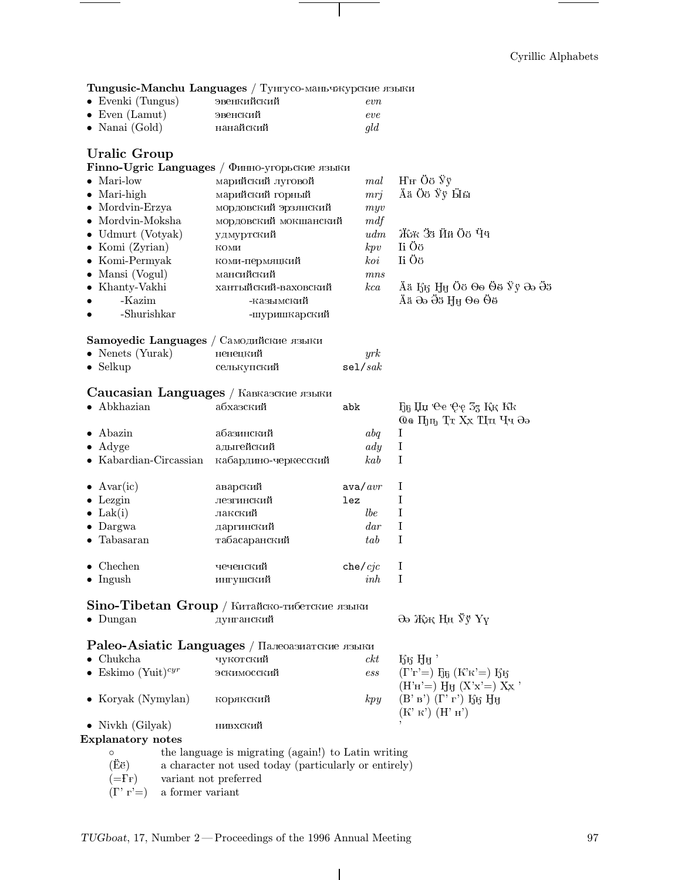**Tungusic-Manchu Languages** / Тунгусо-маньчжурские языки

| | | | |
|---|---|---|---|
| • Evenki (Tungus) | эвенкийский | *evn* | |
| • Even (Lamut) | эвенский | *eve* | |
| • Nanai (Gold) | нанайский | *gld* | |

## Uralic Group

**Finno-Ugric Languages** / Финно-угорьские языки

| | | | |
|---|---|---|---|
| • Mari-low | марийский луговой | *mal* | Ҥҥ Ӧӧ Ӱӱ |
| • Mari-high | марийский горный | *mrj* | Ӓӓ Ӧӧ Ӱӱ Ӹӹ |
| • Mordvin-Erzya | мордовский эрзянский | *myv* | |
| • Mordvin-Moksha | мордовский мокшанский | *mdf* | |
| • Udmurt (Votyak) | удмуртский | *udm* | Ӝӝ Ӟӟ Ӥӥ Ӧӧ Ӵӵ |
| • Komi (Zyrian) | коми | *kpv* | Ii Ӧӧ |
| • Komi-Permyak | коми-пермяцкий | *koi* | Ii Ӧӧ |
| • Mansi (Vogul) | мансийский | *mns* | |
| • Khanty-Vakhi | хантыйский-ваховский | *kca* | Ӓӓ Ӄӄ Ӈӈ Ӧӧ Өө Ӫӫ Ӱӱ Әә Ӛӛ |
| • -Kazim | -казымский | | Ӓӓ Әә Ӛӛ Ӈӈ Өө Ӫӫ |
| • -Shurishkar | -шуришкарский | | |

**Samoyedic Languages** / Самодийские языки

| | | | |
|---|---|---|---|
| • Nenets (Yurak) | ненецкий | *yrk* | |
| • Selkup | селькупский | sel/*sak* | |

## Caucasian Languages / Кавказские языки

| | | | |
|---|---|---|---|
| • Abkhazian | абхазский | abk | Ӷӷ Џџ Ҽҽ Ҿҿ Ӡӡ Ҟҟ Ҡҡ Ҩҩ Ҧҧ Ҭҭ Ҳҳ Ҵҵ Ҷҷ Әә |
| • Abazin | абазинский | *abq* | I |
| • Adyge | адыгейский | *ady* | I |
| • Kabardian-Circassian | кабардино-черкесский | *kab* | I |
| • Avar(ic) | аварский | ava/*avr* | I |
| • Lezgin | лезгинский | lez | I |
| • Lak(i) | лакский | *lbe* | I |
| • Dargwa | даргинский | *dar* | I |
| • Tabasaran | табасаранский | *tab* | I |
| • Chechen | чеченский | che/*cjc* | I |
| • Ingush | ингушский | *inh* | I |

## Sino-Tibetan Group / Китайско-тибетские языки

| | | | |
|---|---|---|---|
| • Dungan | дунганский | | Әә Җҗ Ңң Ўў Үү |

## Paleo-Asiatic Languages / Палеоазиатские языки

| | | | |
|---|---|---|---|
| • Chukcha | чукотский | *ckt* | Ӄӄ Ӈӈ ' |
| • Eskimo (Yuit)[cyr] | эскимосский | *ess* | (Г'г'=) Ӷӷ (К'к'=) Ӄӄ (Н'н'=) Ӈӈ (Х'х'=) Ҳҳ ' |
| • Koryak (Nymylan) | корякский | *kpy* | (В' в') (Г' г') Ӄӄ Ӈӈ (К' к') (Н' н') |
| • Nivkh (Gilyak) | нивхский | | ' |

**Explanatory notes**

| | |
|---|---|
| ○ | the language is migrating (again!) to Latin writing |
| (Ёё) | a character not used today (particularly or entirely) |
| (=Ғғ) | variant not preferred |
| (Г' г'=) | a former variant |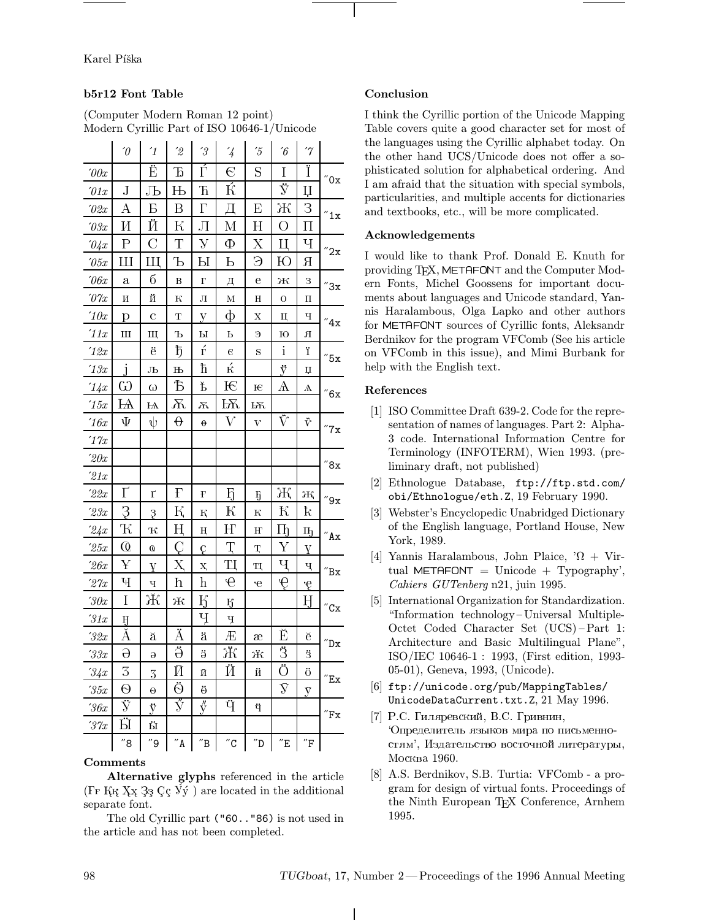### b5r12 Font Table

(Computer Modern Roman 12 point)
Modern Cyrillic Part of ISO 10646-1/Unicode

| | ´0 | ´1 | ´2 | ´3 | ´4 | ´5 | ´6 | ´7 | |
|---|---|---|---|---|---|---|---|---|---|
| ´00x | | Ё | Ђ | Ѓ | Є | Ѕ | І | Ї | ″0x |
| ´01x | Ј | Љ | Њ | Ћ | Ќ | | Ў | Џ | |
| ´02x | А | Б | В | Г | Д | Е | Ж | З | ″1x |
| ´03x | И | Й | К | Л | М | Н | О | П | |
| ´04x | Р | С | Т | У | Ф | Х | Ц | Ч | ″2x |
| ´05x | Ш | Щ | Ъ | Ы | Ь | Э | Ю | Я | |
| ´06x | а | б | в | г | д | е | ж | з | ″3x |
| ´07x | и | й | к | л | м | н | о | п | |
| ´10x | р | с | т | у | ф | х | ц | ч | ″4x |
| ´11x | ш | щ | ъ | ы | ь | э | ю | я | |
| ´12x | | ё | ђ | ѓ | є | ѕ | і | ї | ″5x |
| ´13x | ј | љ | њ | ћ | ќ | | ў | џ | |
| ´14x | Ѡ | ѡ | Ѣ | ѣ | Ѥ | ѥ | Ѧ | ѧ | ″6x |
| ´15x | Ѩ | ѩ | Ѫ | ѫ | Ѭ | ѭ | | | |
| ´16x | Ѱ | ѱ | Ѳ | ѳ | Ѵ | ѵ | Ѷ | ѷ | ″7x |
| ´17x | | | | | | | | | |
| ´20x | | | | | | | | | ″8x |
| ´21x | | | | | | | | | |
| ´22x | Ґ | ґ | Ғ | ғ | Ҕ | ҕ | Җ | җ | ″9x |
| ´23x | Ҙ | ҙ | Қ | қ | Ҝ | ҝ | Ҟ | ҟ | |
| ´24x | Ҡ | ҡ | Ң | ң | Ҥ | ҥ | Ҧ | ҧ | ″Ax |
| ´25x | Ҩ | ҩ | Ҫ | ҫ | Ҭ | ҭ | Ү | ү | |
| ´26x | Ұ | ұ | Ҳ | ҳ | Ҵ | ҵ | Ҷ | ҷ | ″Bx |
| ´27x | Ҹ | ҹ | Һ | һ | Ҽ | ҽ | Ҿ | ҿ | |
| ´30x | Ӏ | Ӂ | ӂ | Ӄ | ӄ | | | Ӈ | ″Cx |
| ´31x | ӈ | | | Ӌ | ӌ | | | | |
| ´32x | Ӑ | ӑ | Ӓ | ӓ | Ӕ | ӕ | Ӗ | ӗ | ″Dx |
| ´33x | Ә | ә | Ӛ | ӛ | Ӝ | ӝ | Ӟ | ӟ | |
| ´34x | Ӡ | ӡ | Ӣ | ӣ | Ӥ | ӥ | Ӧ | ӧ | ″Ex |
| ´35x | Ө | ө | Ӫ | ӫ | | | Ӯ | ӯ | |
| ´36x | Ӱ | ӱ | Ӳ | ӳ | Ӵ | ӵ | | | ″Fx |
| ´37x | Ӹ | ӹ | | | | | | | |
| | ″8 | ″9 | ″A | ″B | ″C | ″D | ″E | ″F | |

### Comments

**Alternative glyphs** referenced in the article (Ғғ Ққ Ҳҳ Ҙҙ Ҫҫ Ӳ́ӳ́ ) are located in the additional separate font.

The old Cyrillic part ("60.."86) is not used in the article and has not been completed.

### Conclusion

I think the Cyrillic portion of the Unicode Mapping Table covers quite a good character set for most of the languages using the Cyrillic alphabet today. On the other hand UCS/Unicode does not offer a sophisticated solution for alphabetical ordering. And I am afraid that the situation with special symbols, particularities, and multiple accents for dictionaries and textbooks, etc., will be more complicated.

### Acknowledgements

I would like to thank Prof. Donald E. Knuth for providing TEX, METAFONT and the Computer Modern Fonts, Michel Goossens for important documents about languages and Unicode standard, Yannis Haralambous, Olga Lapko and other authors for METAFONT sources of Cyrillic fonts, Aleksandr Berdnikov for the program VFComb (See his article on VFComb in this issue), and Mimi Burbank for help with the English text.

### References

[1] ISO Committee Draft 639-2. Code for the representation of names of languages. Part 2: Alpha-3 code. International Information Centre for Terminology (INFOTERM), Wien 1993. (preliminary draft, not published)

[2] Ethnologue Database, ftp://ftp.std.com/obi/Ethnologue/eth.Z, 19 February 1990.

[3] Webster's Encyclopedic Unabridged Dictionary of the English language, Portland House, New York, 1989.

[4] Yannis Haralambous, John Plaice, 'Ω + Virtual METAFONT = Unicode + Typography', *Cahiers GUTenberg* n21, juin 1995.

[5] International Organization for Standardization. "Information technology – Universal Multiple-Octet Coded Character Set (UCS) – Part 1: Architecture and Basic Multilingual Plane", ISO/IEC 10646-1 : 1993, (First edition, 1993-05-01), Geneva, 1993, (Unicode).

[6] ftp://unicode.org/pub/MappingTables/UnicodeDataCurrent.txt.Z, 21 May 1996.

[7] Р.С. Гиляревский, В.С. Гривнин, 'Определитель языков мира по письменностям', Издательство восточной литературы, Москва 1960.

[8] A.S. Berdnikov, S.B. Turtia: VFComb - a program for design of virtual fonts. Proceedings of the Ninth European TEX Conference, Arnhem 1995.